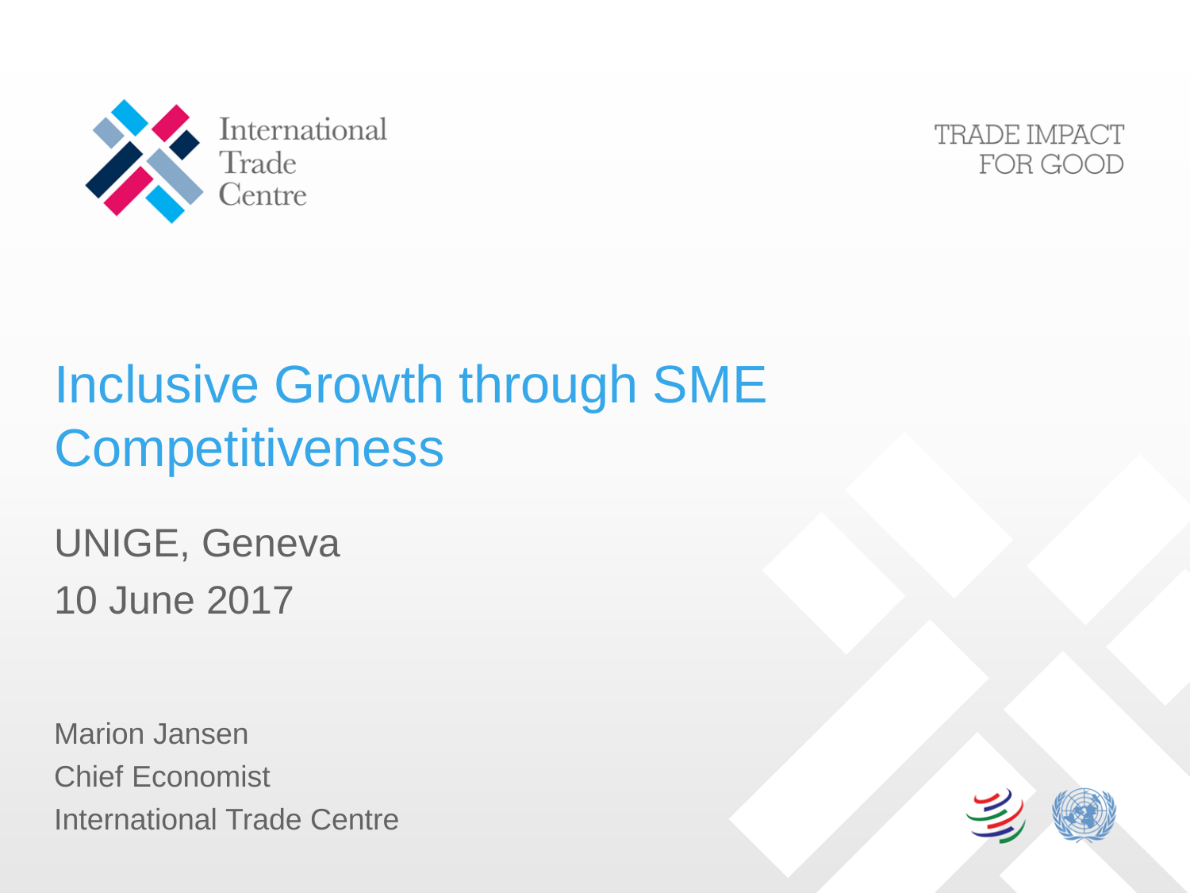International Trade Centre

TRADE IMPACT FOR GOOD

# Inclusive Growth through SME Competitiveness

UNIGE, Geneva

10 June 2017

Marion Jansen

Chief Economist

International Trade Centre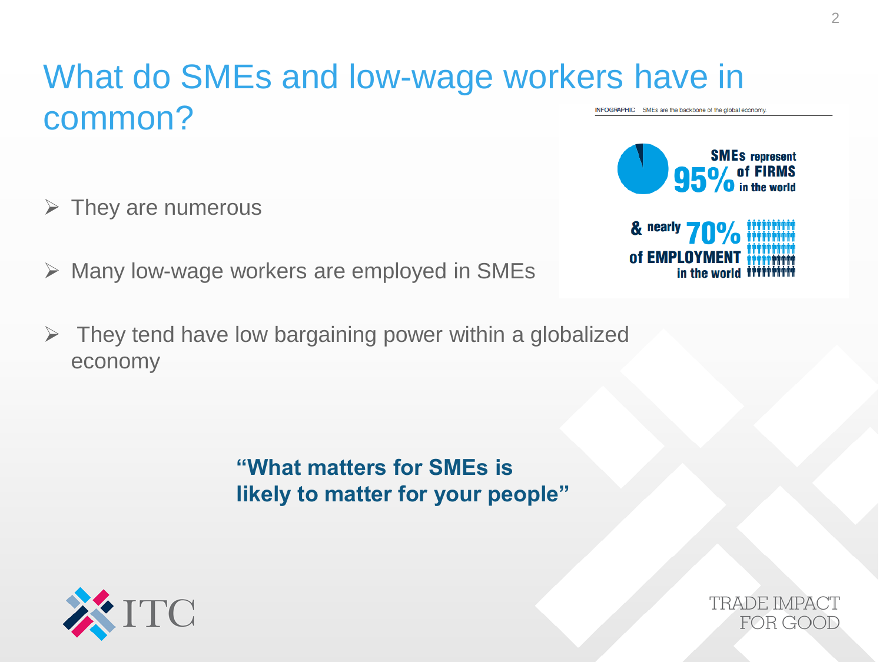# What do SMEs and low-wage workers have in common?

INFOGRAPHIC SMEs are the backbone of the global economy

SMEs represent 95% of FIRMS in the world

& nearly 70% of EMPLOYMENT in the world

- They are numerous
- Many low-wage workers are employed in SMEs
- They tend have low bargaining power within a globalized economy

**"What matters for SMEs is likely to matter for your people"**

ITC

TRADE IMPACT FOR GOOD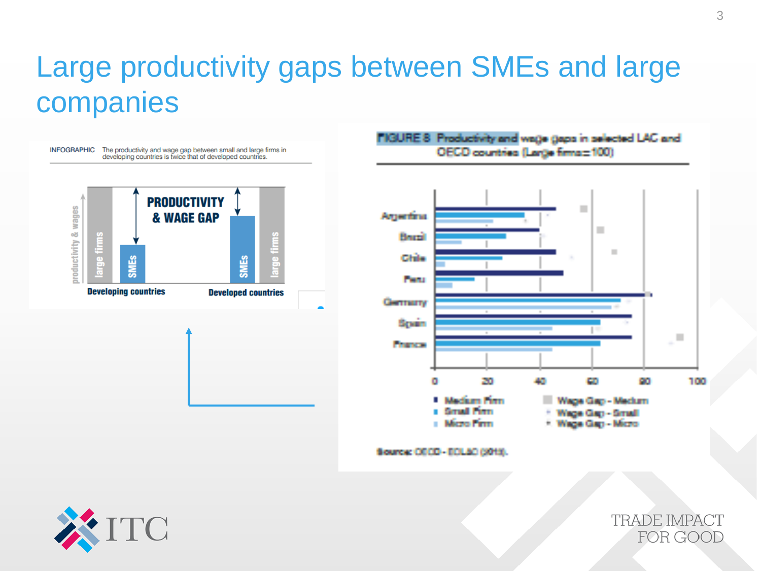# Large productivity gaps between SMEs and large companies

INFOGRAPHIC The productivity and wage gap between small and large firms in developing countries is twice that of developed countries.

PRODUCTIVITY & WAGE GAP

productivity & wages

large firms | SMEs | SMEs | large firms

Developing countries | Developed countries

FIGURE 8 Productivity and wage gaps in selected LAC and OECD countries (Large firms=100)

Argentina, Brazil, Chile, Peru, Germany, Spain, France

0 20 40 60 80 100

Medium Firm | Small Firm | Micro Firm | Wage Gap - Medium | Wage Gap - Small | Wage Gap - Micro

Source: OECD - ECLAC (2013).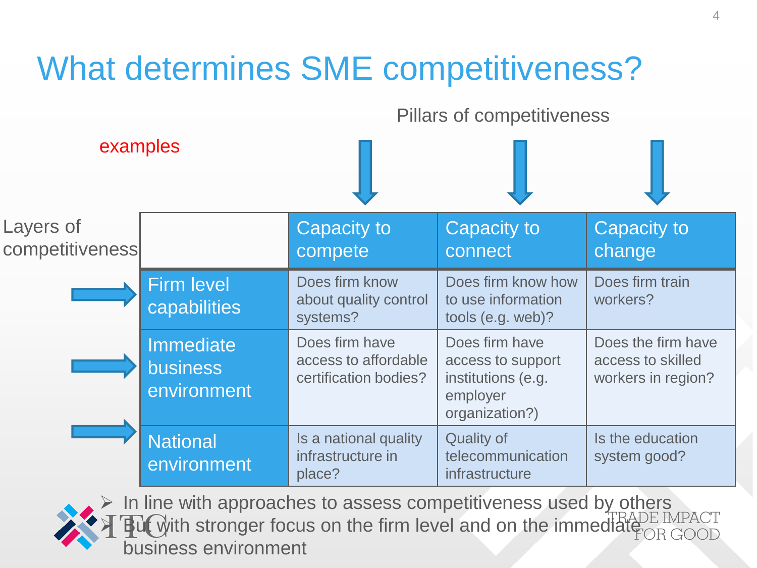# What determines SME competitiveness?

Pillars of competitiveness

examples

Layers of competitiveness

| | Capacity to compete | Capacity to connect | Capacity to change |
|---|---|---|---|
| Firm level capabilities | Does firm know about quality control systems? | Does firm know how to use information tools (e.g. web)? | Does firm train workers? |
| Immediate business environment | Does firm have access to affordable certification bodies? | Does firm have access to support institutions (e.g. employer organization?) | Does the firm have access to skilled workers in region? |
| National environment | Is a national quality infrastructure in place? | Quality of telecommunication infrastructure | Is the education system good? |

- In line with approaches to assess competitiveness used by others
- But with stronger focus on the firm level and on the immediate business environment

ITC TRADE IMPACT FOR GOOD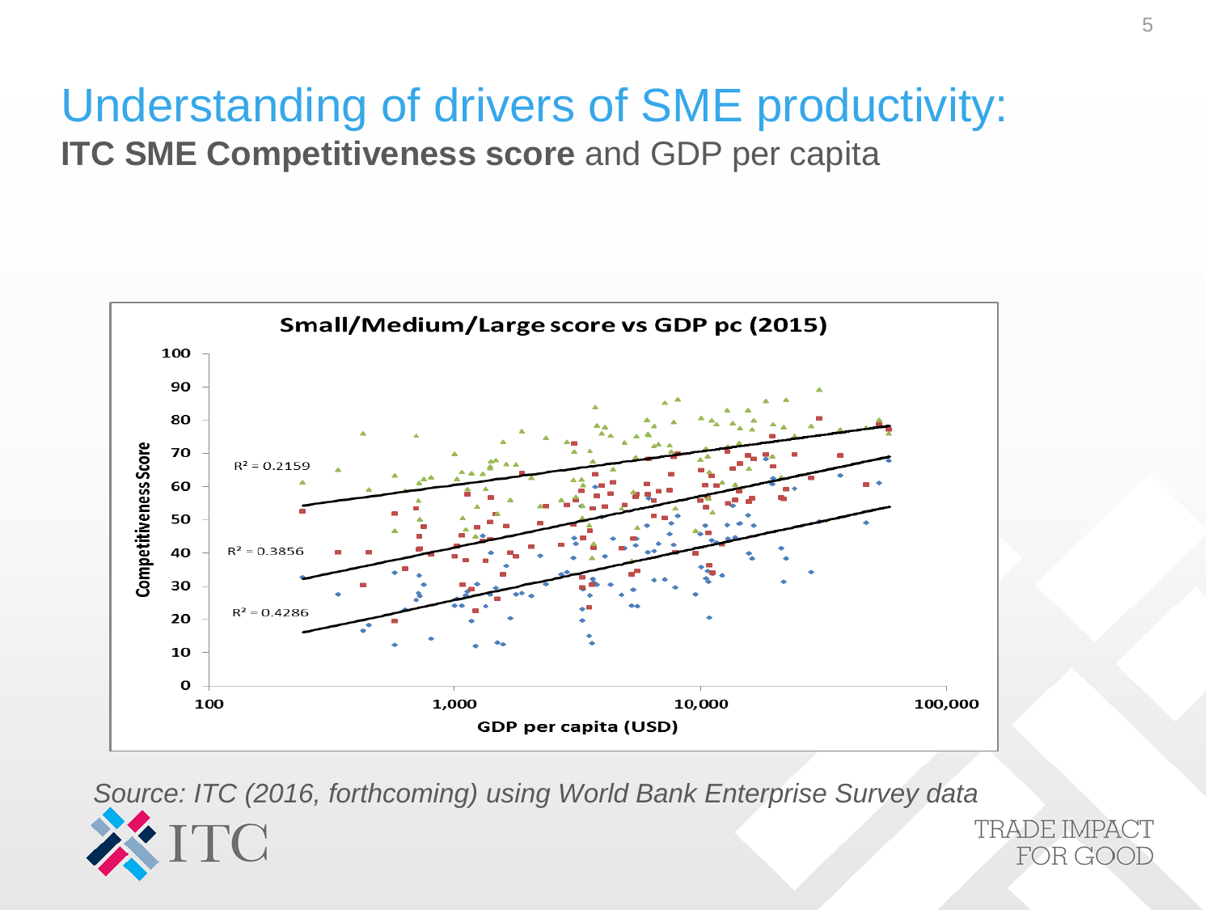# Understanding of drivers of SME productivity:

**ITC SME Competitiveness score** and GDP per capita

**Small/Medium/Large score vs GDP pc (2015)**

Competitiveness Score

$R^2 = 0.2159$

$R^2 = 0.3856$

$R^2 = 0.4286$

GDP per capita (USD)

*Source: ITC (2016, forthcoming) using World Bank Enterprise Survey data*

TRADE IMPACT FOR GOOD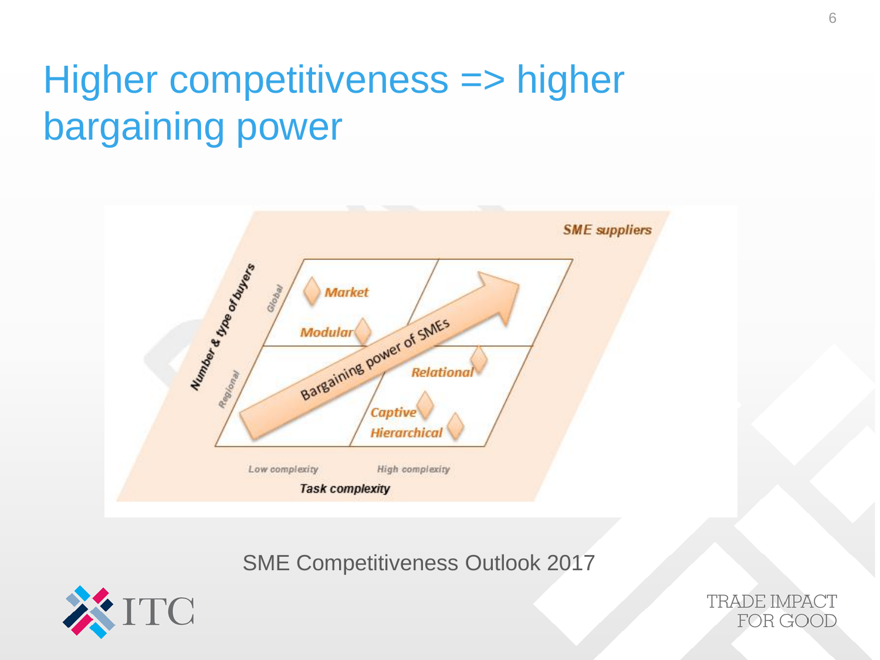# Higher competitiveness => higher bargaining power

SME suppliers

Number & type of buyers: Global / Regional

Market

Modular

Bargaining power of SMEs

Relational

Captive

Hierarchical

Low complexity — High complexity

Task complexity

SME Competitiveness Outlook 2017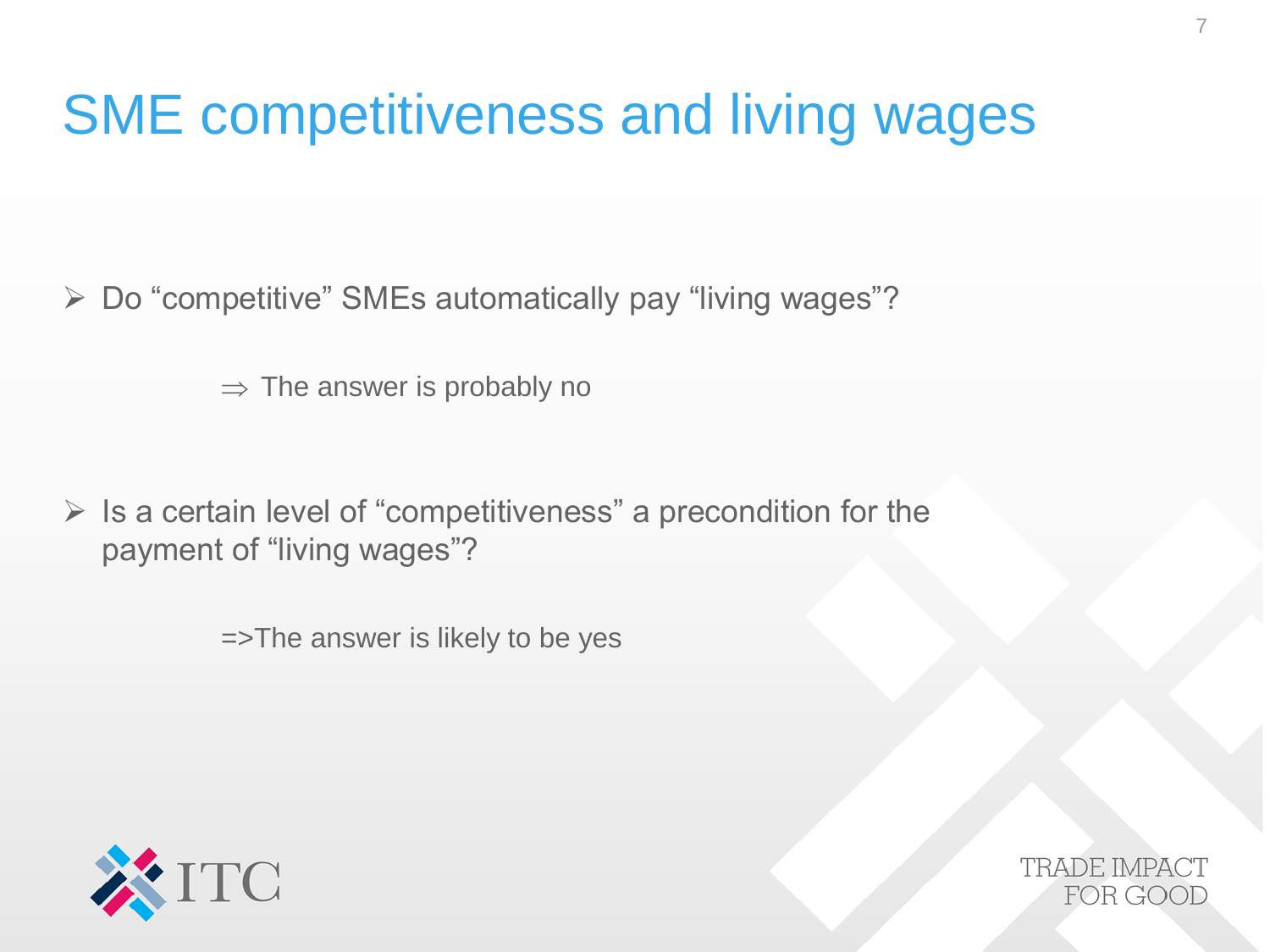# SME competitiveness and living wages

- Do "competitive" SMEs automatically pay "living wages"?

  ⇒ The answer is probably no

- Is a certain level of "competitiveness" a precondition for the payment of "living wages"?

  =>The answer is likely to be yes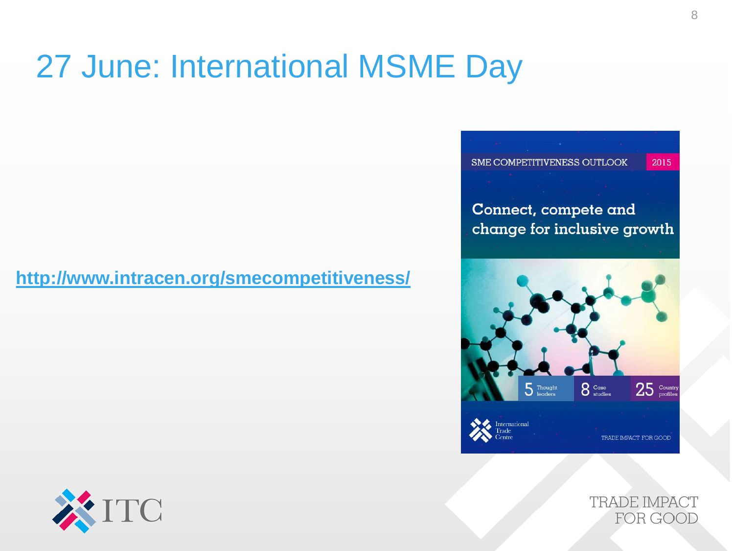# 27 June: International MSME Day

http://www.intracen.org/smecompetitiveness/

SME COMPETITIVENESS OUTLOOK 2015

Connect, compete and change for inclusive growth

5 Thought leaders

8 Case studies

25 Country profiles

International Trade Centre

TRADE IMPACT FOR GOOD